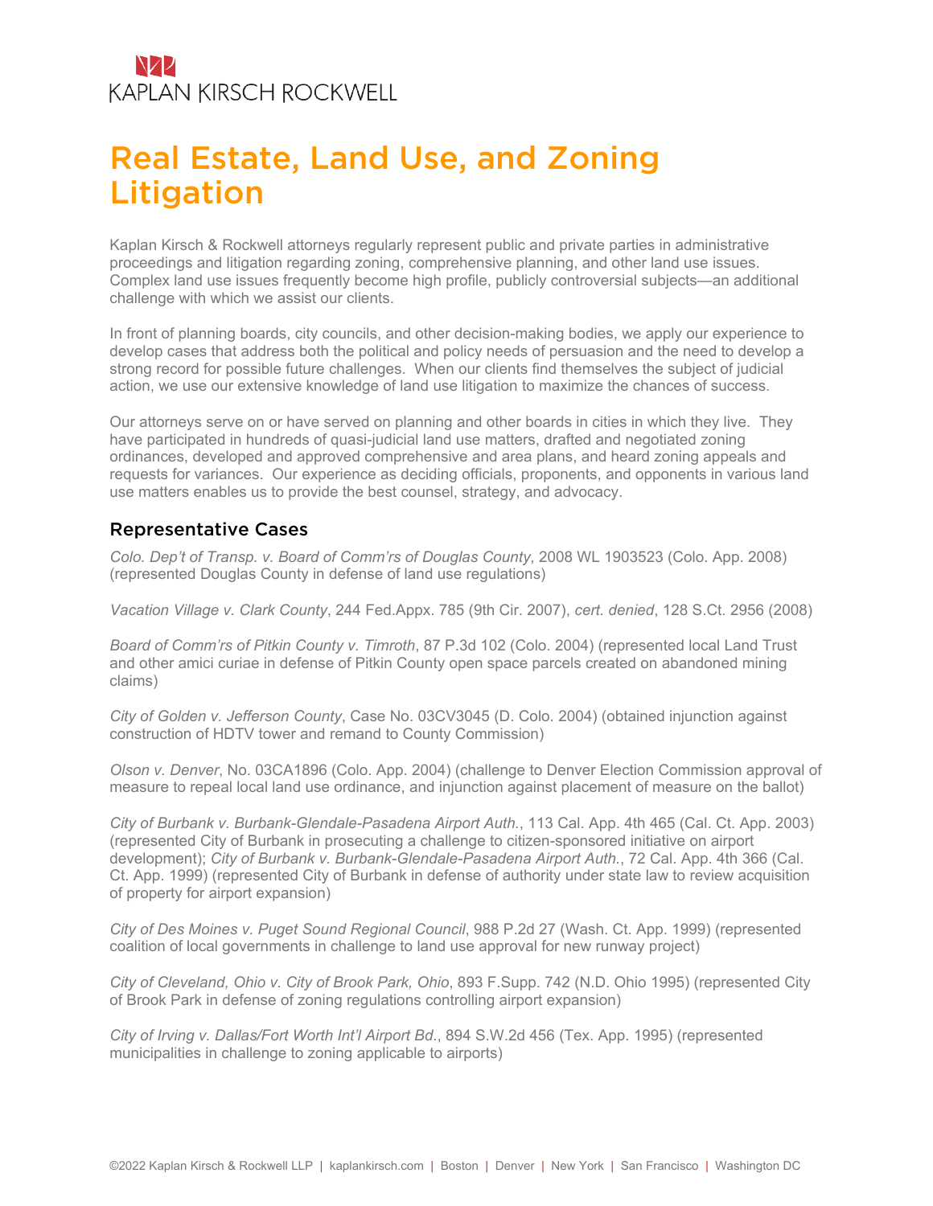KAPLAN KIRSCH ROCKWELL

# Real Estate, Land Use, and Zoning Litigation

Kaplan Kirsch & Rockwell attorneys regularly represent public and private parties in administrative proceedings and litigation regarding zoning, comprehensive planning, and other land use issues. Complex land use issues frequently become high profile, publicly controversial subjects—an additional challenge with which we assist our clients.

In front of planning boards, city councils, and other decision-making bodies, we apply our experience to develop cases that address both the political and policy needs of persuasion and the need to develop a strong record for possible future challenges. When our clients find themselves the subject of judicial action, we use our extensive knowledge of land use litigation to maximize the chances of success.

Our attorneys serve on or have served on planning and other boards in cities in which they live. They have participated in hundreds of quasi-judicial land use matters, drafted and negotiated zoning ordinances, developed and approved comprehensive and area plans, and heard zoning appeals and requests for variances. Our experience as deciding officials, proponents, and opponents in various land use matters enables us to provide the best counsel, strategy, and advocacy.

## Representative Cases

*Colo. Dep't of Transp. v. Board of Comm'rs of Douglas County*, 2008 WL 1903523 (Colo. App. 2008) (represented Douglas County in defense of land use regulations)

*Vacation Village v. Clark County*, 244 Fed.Appx. 785 (9th Cir. 2007), *cert. denied*, 128 S.Ct. 2956 (2008)

*Board of Comm'rs of Pitkin County v. Timroth*, 87 P.3d 102 (Colo. 2004) (represented local Land Trust and other amici curiae in defense of Pitkin County open space parcels created on abandoned mining claims)

*City of Golden v. Jefferson County*, Case No. 03CV3045 (D. Colo. 2004) (obtained injunction against construction of HDTV tower and remand to County Commission)

*Olson v. Denver*, No. 03CA1896 (Colo. App. 2004) (challenge to Denver Election Commission approval of measure to repeal local land use ordinance, and injunction against placement of measure on the ballot)

*City of Burbank v. Burbank-Glendale-Pasadena Airport Auth.*, 113 Cal. App. 4th 465 (Cal. Ct. App. 2003) (represented City of Burbank in prosecuting a challenge to citizen-sponsored initiative on airport development); *City of Burbank v. Burbank-Glendale-Pasadena Airport Auth.*, 72 Cal. App. 4th 366 (Cal. Ct. App. 1999) (represented City of Burbank in defense of authority under state law to review acquisition of property for airport expansion)

*City of Des Moines v. Puget Sound Regional Council*, 988 P.2d 27 (Wash. Ct. App. 1999) (represented coalition of local governments in challenge to land use approval for new runway project)

*City of Cleveland, Ohio v. City of Brook Park, Ohio*, 893 F.Supp. 742 (N.D. Ohio 1995) (represented City of Brook Park in defense of zoning regulations controlling airport expansion)

*City of Irving v. Dallas/Fort Worth Int'l Airport Bd.*, 894 S.W.2d 456 (Tex. App. 1995) (represented municipalities in challenge to zoning applicable to airports)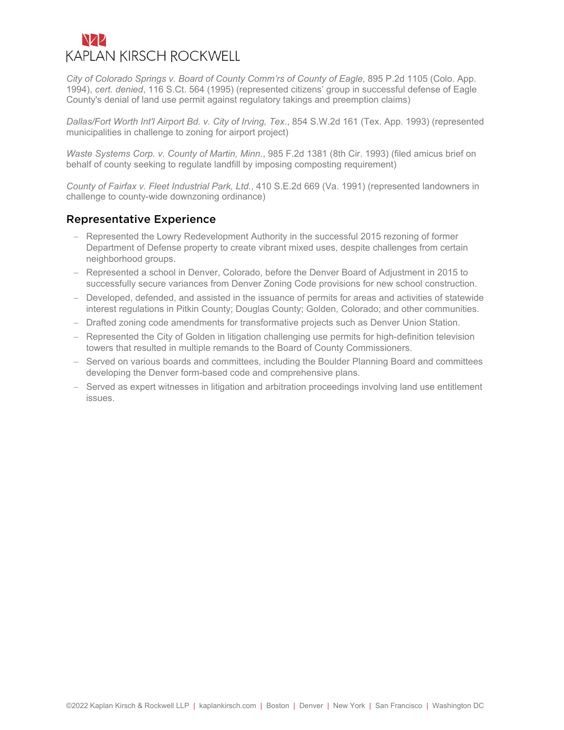*City of Colorado Springs v. Board of County Comm'rs of County of Eagle*, 895 P.2d 1105 (Colo. App. 1994), *cert. denied*, 116 S.Ct. 564 (1995) (represented citizens' group in successful defense of Eagle County's denial of land use permit against regulatory takings and preemption claims)

*Dallas/Fort Worth Int'l Airport Bd. v. City of Irving, Tex*., 854 S.W.2d 161 (Tex. App. 1993) (represented municipalities in challenge to zoning for airport project)

*Waste Systems Corp. v. County of Martin, Minn*., 985 F.2d 1381 (8th Cir. 1993) (filed amicus brief on behalf of county seeking to regulate landfill by imposing composting requirement)

*County of Fairfax v. Fleet Industrial Park, Ltd.*, 410 S.E.2d 669 (Va. 1991) (represented landowners in challenge to county-wide downzoning ordinance)

## Representative Experience

- Represented the Lowry Redevelopment Authority in the successful 2015 rezoning of former Department of Defense property to create vibrant mixed uses, despite challenges from certain neighborhood groups.
- Represented a school in Denver, Colorado, before the Denver Board of Adjustment in 2015 to successfully secure variances from Denver Zoning Code provisions for new school construction.
- Developed, defended, and assisted in the issuance of permits for areas and activities of statewide interest regulations in Pitkin County; Douglas County; Golden, Colorado; and other communities.
- Drafted zoning code amendments for transformative projects such as Denver Union Station.
- Represented the City of Golden in litigation challenging use permits for high-definition television towers that resulted in multiple remands to the Board of County Commissioners.
- Served on various boards and committees, including the Boulder Planning Board and committees developing the Denver form-based code and comprehensive plans.
- Served as expert witnesses in litigation and arbitration proceedings involving land use entitlement issues.